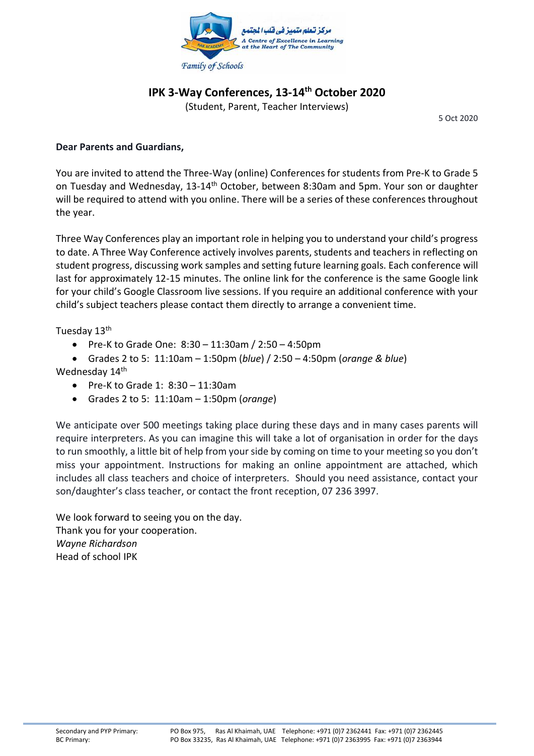# IPK 3-Way Conferences, 13-14th October 2020

(Student, Parent, Teacher Interviews)

5 Oct 2020

**Dear Parents and Guardians,**

You are invited to attend the Three-Way (online) Conferences for students from Pre-K to Grade 5 on Tuesday and Wednesday, 13-14th October, between 8:30am and 5pm. Your son or daughter will be required to attend with you online. There will be a series of these conferences throughout the year.

Three Way Conferences play an important role in helping you to understand your child's progress to date. A Three Way Conference actively involves parents, students and teachers in reflecting on student progress, discussing work samples and setting future learning goals. Each conference will last for approximately 12-15 minutes. The online link for the conference is the same Google link for your child's Google Classroom live sessions. If you require an additional conference with your child's subject teachers please contact them directly to arrange a convenient time.

Tuesday 13th

- Pre-K to Grade One: 8:30 – 11:30am / 2:50 – 4:50pm
- Grades 2 to 5: 11:10am – 1:50pm (*blue*) / 2:50 – 4:50pm (*orange & blue*)

Wednesday 14th

- Pre-K to Grade 1: 8:30 – 11:30am
- Grades 2 to 5: 11:10am – 1:50pm (*orange*)

We anticipate over 500 meetings taking place during these days and in many cases parents will require interpreters. As you can imagine this will take a lot of organisation in order for the days to run smoothly, a little bit of help from your side by coming on time to your meeting so you don't miss your appointment. Instructions for making an online appointment are attached, which includes all class teachers and choice of interpreters. Should you need assistance, contact your son/daughter's class teacher, or contact the front reception, 07 236 3997.

We look forward to seeing you on the day.
Thank you for your cooperation.
*Wayne Richardson*
Head of school IPK

Secondary and PYP Primary: PO Box 975, Ras Al Khaimah, UAE Telephone: +971 (0)7 2362441 Fax: +971 (0)7 2362445
BC Primary: PO Box 33235, Ras Al Khaimah, UAE Telephone: +971 (0)7 2363995 Fax: +971 (0)7 2363944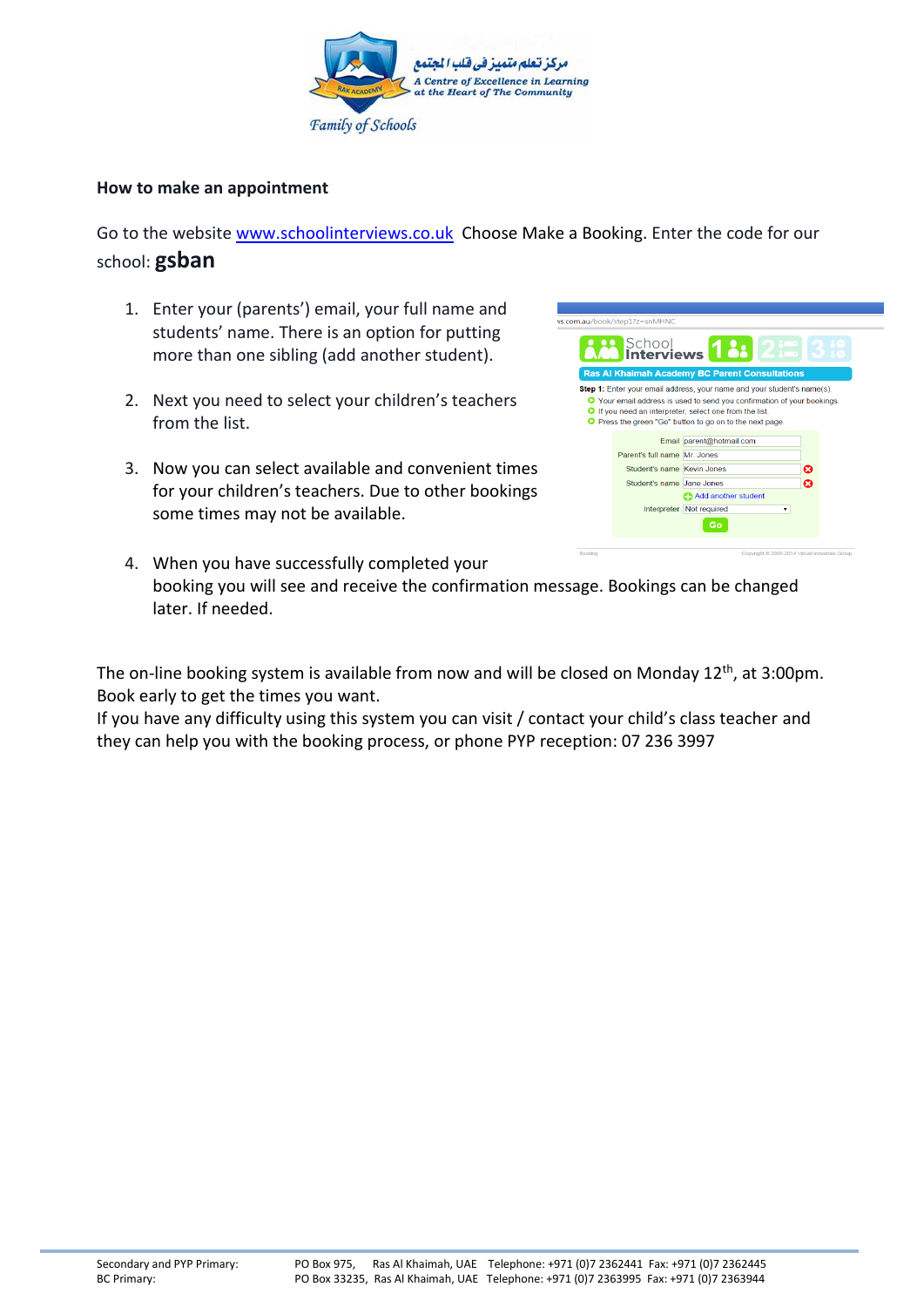**How to make an appointment**

Go to the website www.schoolinterviews.co.uk Choose Make a Booking. Enter the code for our school: **gsban**

1. Enter your (parents') email, your full name and students' name. There is an option for putting more than one sibling (add another student).

2. Next you need to select your children's teachers from the list.

3. Now you can select available and convenient times for your children's teachers. Due to other bookings some times may not be available.

4. When you have successfully completed your booking you will see and receive the confirmation message. Bookings can be changed later. If needed.

The on-line booking system is available from now and will be closed on Monday 12th, at 3:00pm. Book early to get the times you want.
If you have any difficulty using this system you can visit / contact your child's class teacher and they can help you with the booking process, or phone PYP reception: 07 236 3997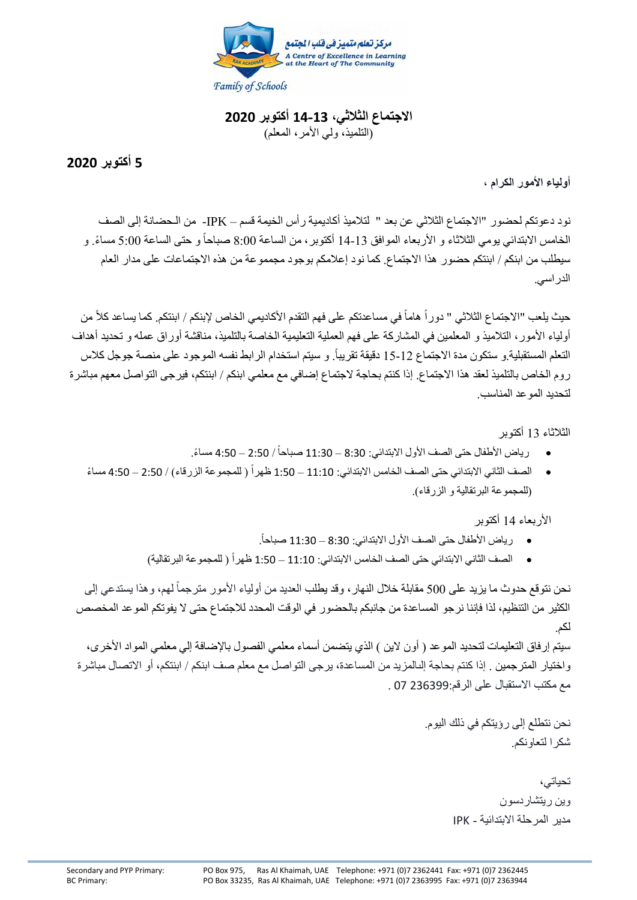مركز تعلم متميز في قلب المجتمع
A Centre of Excellence in Learning at the Heart of The Community
Family of Schools

## الاجتماع الثلاثي، 13-14 أكتوبر 2020

(التلميذ، ولي الأمر، المعلم)

**5 أكتوبر 2020**

**أولياء الأمور الكرام ،**

نود دعوتكم لحضور "الاجتماع الثلاثي عن بعد " لتلاميذ أكاديمية رأس الخيمة قسم – IPK- من الحضانة إلى الصف الخامس الابتدائي يومي الثلاثاء و الأربعاء الموافق 13-14 أكتوبر، من الساعة 8:00 صباحاً و حتى الساعة 5:00 مساءً. و سيطلب من ابنكم / ابنتكم حضور هذا الاجتماع. كما نود إعلامكم بوجود مجموعة من هذه الاجتماعات على مدار العام الدراسي.

حيث يلعب "الاجتماع الثلاثي " دوراً هاماً في مساعدتكم على فهم التقدم الأكاديمي الخاص لإبنكم / ابنتكم. كما يساعد كلاً من أولياء الأمور، التلاميذ و المعلمين في المشاركة على فهم العملية التعليمية الخاصة بالتلميذ، مناقشة أوراق عمله و تحديد أهداف التعلم المستقبلية.و ستكون مدة الاجتماع 12-15 دقيقة تقريباً. و سيتم استخدام الرابط نفسه الموجود على منصة جوجل كلاس روم الخاص بالتلميذ لعقد هذا الاجتماع. إذا كنتم بحاجة لاجتماع إضافي مع معلمي ابنكم / ابنتكم، فيرجى التواصل معهم مباشرة لتحديد الموعد المناسب.

الثلاثاء 13 أكتوبر

- رياض الأطفال حتى الصف الأول الابتدائي: 8:30 – 11:30 صباحاً / 2:50 – 4:50 مساءً.
- الصف الثاني الابتدائي حتى الصف الخامس الابتدائي: 11:10 – 1:50 ظهراً ( للمجموعة الزرقاء) / 2:50 – 4:50 مساءً (للمجموعة البرتقالية و الزرقاء).

الأربعاء 14 أكتوبر

- رياض الأطفال حتى الصف الأول الابتدائي: 8:30 – 11:30 صباحاً.
- الصف الثاني الابتدائي حتى الصف الخامس الابتدائي: 11:10 – 1:50 ظهراً ( للمجموعة البرتقالية)

نحن نتوقع حدوث ما يزيد على 500 مقابلة خلال النهار، وقد يطلب العديد من أولياء الأمور مترجماً لهم، وهذا يستدعي إلى الكثير من التنظيم، لذا فإننا نرجو المساعدة من جانبكم بالحضور في الوقت المحدد للاجتماع حتى لا يفوتكم الموعد المخصص لكم.

سيتم إرفاق التعليمات لتحديد الموعد ( أون لاين ) الذي يتضمن أسماء معلمي الفصول بالإضافة إلي معلمي المواد الأخرى، واختيار المترجمين . إذا كنتم بحاجة إلى المزيد من المساعدة، يرجى التواصل مع معلم صف ابنكم / ابنتكم، أو الاتصال مباشرة مع مكتب الاستقبال على الرقم:236399 07 .

نحن نتطلع إلى رؤيتكم في ذلك اليوم.
شكراً لتعاونكم.

تحياتي،
وين ريتشاردسون
مدير المرحلة الابتدائية - IPK

Secondary and PYP Primary: PO Box 975, Ras Al Khaimah, UAE Telephone: +971 (0)7 2362441 Fax: +971 (0)7 2362445
BC Primary: PO Box 33235, Ras Al Khaimah, UAE Telephone: +971 (0)7 2363995 Fax: +971 (0)7 2363944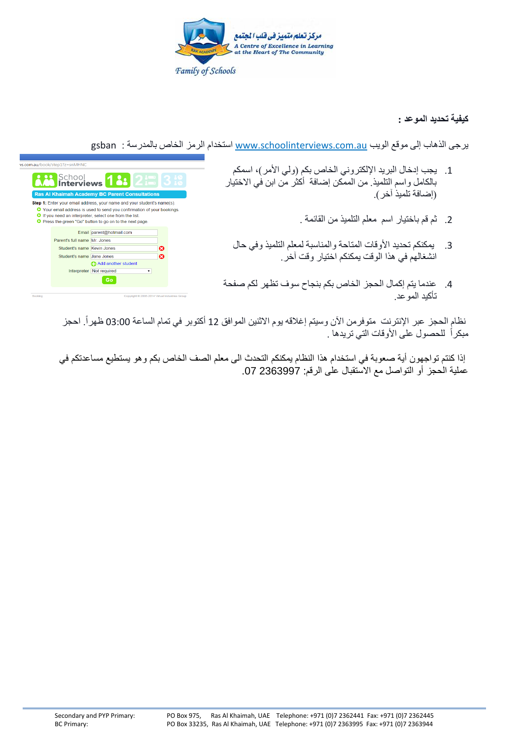مركز تعلم متميز في قلب المجتمع

A Centre of Excellence in Learning at the Heart of The Community

Family of Schools

**كيفية تحديد الموعد :**

يرجى الذهاب إلى موقع الويب www.schoolinterviews.com.au استخدام الرمز الخاص بالمدرسة : gsban

1. يجب إدخال البريد الإلكتروني الخاص بكم (ولي الأمر)، اسمكم بالكامل واسم التلميذ. من الممكن إضافة أكثر من ابن في الاختيار (إضافة تلميذ آخر).
2. ثم قم باختيار اسم معلم التلميذ من القائمة .
3. يمكنكم تحديد الأوقات المتاحة والمناسبة لمعلم التلميذ وفي حال انشغالهم في هذا الوقت يمكنكم اختيار وقت آخر.
4. عندما يتم إكمال الحجز الخاص بكم بنجاح سوف تظهر لكم صفحة تأكيد الموعد.

نظام الحجز عبر الإنترنت متوفر من الآن وسيتم إغلاقه يوم الاثنين الموافق 12 أكتوبر في تمام الساعة 03:00 ظهراً. احجز مبكراً للحصول على الأوقات التي تريدها .

إذا كنتم تواجهون أية صعوبة في استخدام هذا النظام يمكنكم التحدث الى معلم الصف الخاص بكم وهو يستطيع مساعدتكم في عملية الحجز أو التواصل مع الاستقبال على الرقم: 07 2363997.

Secondary and PYP Primary: PO Box 975, Ras Al Khaimah, UAE Telephone: +971 (0)7 2362441 Fax: +971 (0)7 2362445
BC Primary: PO Box 33235, Ras Al Khaimah, UAE Telephone: +971 (0)7 2363995 Fax: +971 (0)7 2363944